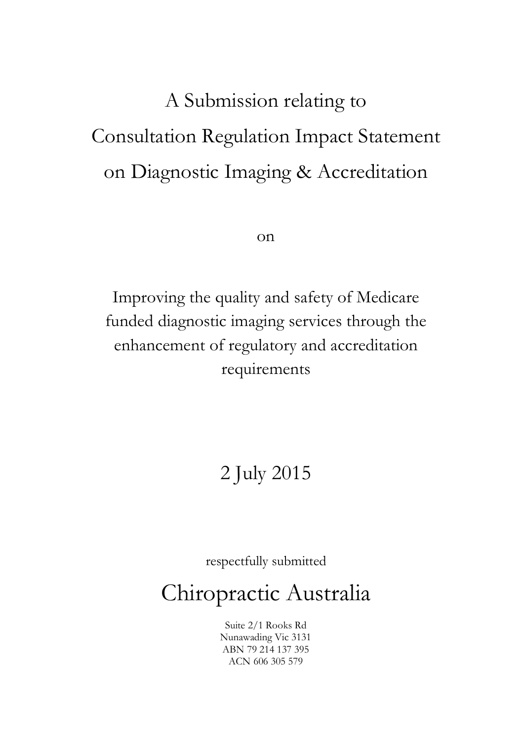# A Submission relating to Consultation Regulation Impact Statement on Diagnostic Imaging & Accreditation

on

Improving the quality and safety of Medicare funded diagnostic imaging services through the enhancement of regulatory and accreditation requirements

2 July 2015

respectfully submitted

## Chiropractic Australia

Suite 2/1 Rooks Rd
Nunawading Vic 3131
ABN 79 214 137 395
ACN 606 305 579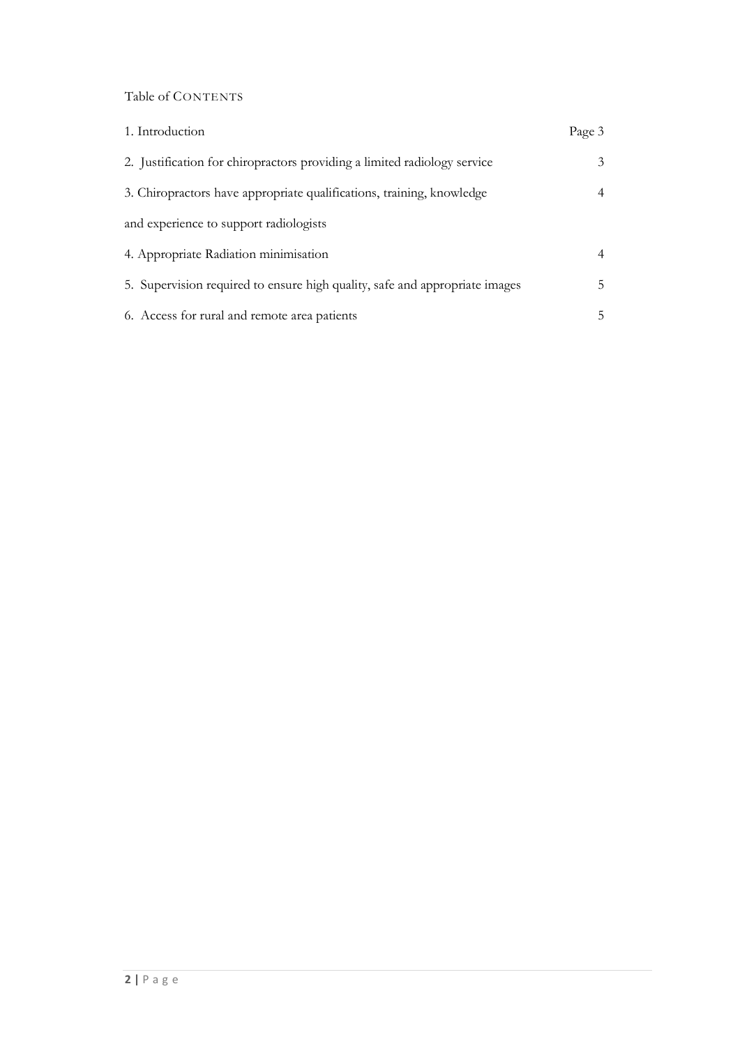Table of CONTENTS

| | |
|---|---|
| 1. Introduction | Page 3 |
| 2. Justification for chiropractors providing a limited radiology service | 3 |
| 3. Chiropractors have appropriate qualifications, training, knowledge and experience to support radiologists | 4 |
| 4. Appropriate Radiation minimisation | 4 |
| 5. Supervision required to ensure high quality, safe and appropriate images | 5 |
| 6. Access for rural and remote area patients | 5 |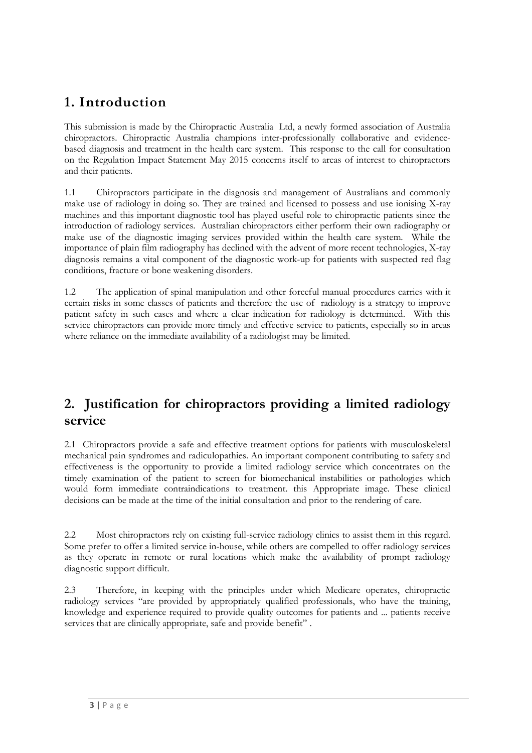# 1. Introduction

This submission is made by the Chiropractic Australia Ltd, a newly formed association of Australia chiropractors. Chiropractic Australia champions inter-professionally collaborative and evidence-based diagnosis and treatment in the health care system. This response to the call for consultation on the Regulation Impact Statement May 2015 concerns itself to areas of interest to chiropractors and their patients.

1.1 Chiropractors participate in the diagnosis and management of Australians and commonly make use of radiology in doing so. They are trained and licensed to possess and use ionising X-ray machines and this important diagnostic tool has played useful role to chiropractic patients since the introduction of radiology services. Australian chiropractors either perform their own radiography or make use of the diagnostic imaging services provided within the health care system. While the importance of plain film radiography has declined with the advent of more recent technologies, X-ray diagnosis remains a vital component of the diagnostic work-up for patients with suspected red flag conditions, fracture or bone weakening disorders.

1.2 The application of spinal manipulation and other forceful manual procedures carries with it certain risks in some classes of patients and therefore the use of radiology is a strategy to improve patient safety in such cases and where a clear indication for radiology is determined. With this service chiropractors can provide more timely and effective service to patients, especially so in areas where reliance on the immediate availability of a radiologist may be limited.

# 2. Justification for chiropractors providing a limited radiology service

2.1 Chiropractors provide a safe and effective treatment options for patients with musculoskeletal mechanical pain syndromes and radiculopathies. An important component contributing to safety and effectiveness is the opportunity to provide a limited radiology service which concentrates on the timely examination of the patient to screen for biomechanical instabilities or pathologies which would form immediate contraindications to treatment. this Appropriate image. These clinical decisions can be made at the time of the initial consultation and prior to the rendering of care.

2.2 Most chiropractors rely on existing full-service radiology clinics to assist them in this regard. Some prefer to offer a limited service in-house, while others are compelled to offer radiology services as they operate in remote or rural locations which make the availability of prompt radiology diagnostic support difficult.

2.3 Therefore, in keeping with the principles under which Medicare operates, chiropractic radiology services "are provided by appropriately qualified professionals, who have the training, knowledge and experience required to provide quality outcomes for patients and ... patients receive services that are clinically appropriate, safe and provide benefit" .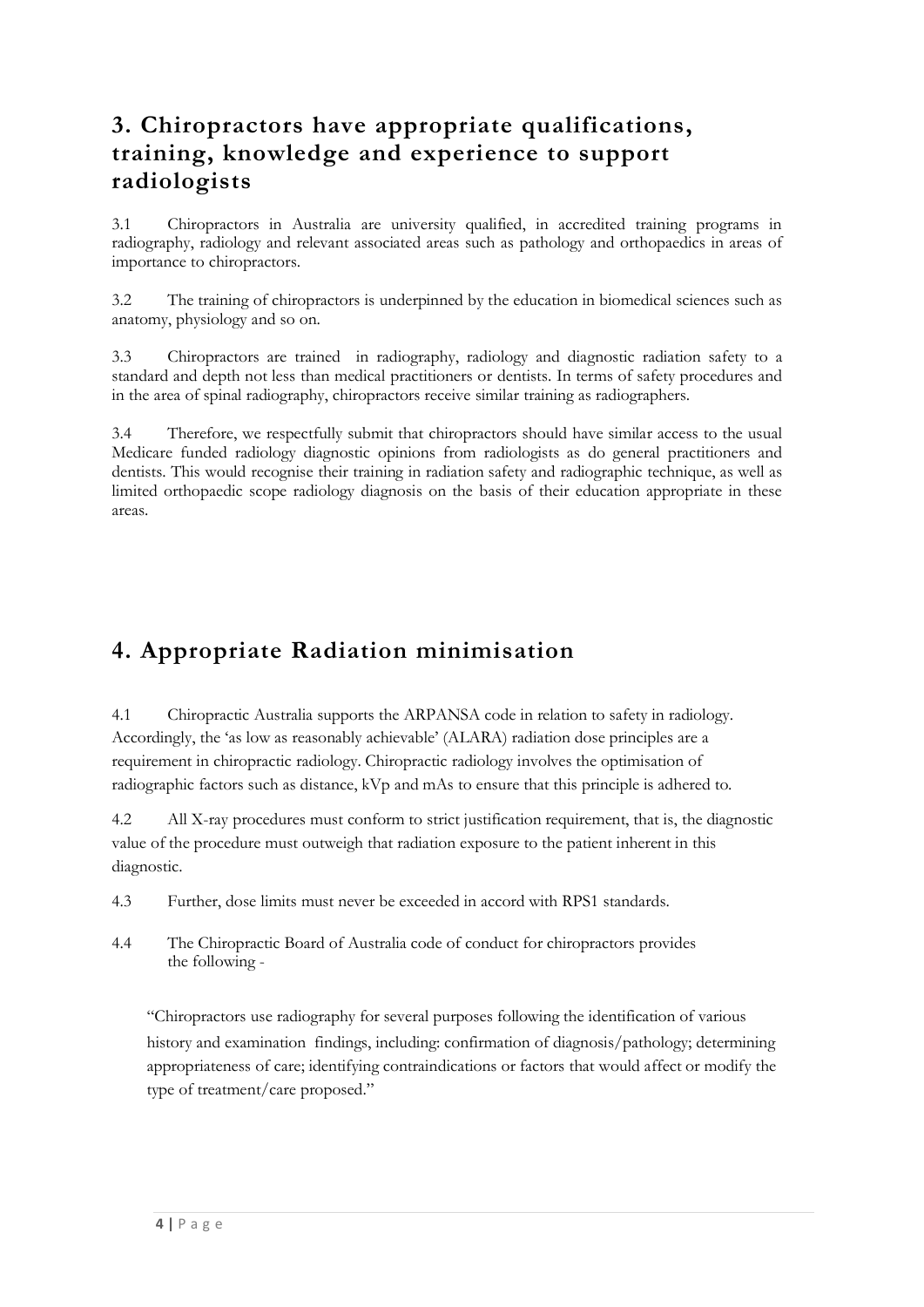## 3. Chiropractors have appropriate qualifications, training, knowledge and experience to support radiologists

3.1 Chiropractors in Australia are university qualified, in accredited training programs in radiography, radiology and relevant associated areas such as pathology and orthopaedics in areas of importance to chiropractors.

3.2 The training of chiropractors is underpinned by the education in biomedical sciences such as anatomy, physiology and so on.

3.3 Chiropractors are trained in radiography, radiology and diagnostic radiation safety to a standard and depth not less than medical practitioners or dentists. In terms of safety procedures and in the area of spinal radiography, chiropractors receive similar training as radiographers.

3.4 Therefore, we respectfully submit that chiropractors should have similar access to the usual Medicare funded radiology diagnostic opinions from radiologists as do general practitioners and dentists. This would recognise their training in radiation safety and radiographic technique, as well as limited orthopaedic scope radiology diagnosis on the basis of their education appropriate in these areas.

## 4. Appropriate Radiation minimisation

4.1 Chiropractic Australia supports the ARPANSA code in relation to safety in radiology. Accordingly, the 'as low as reasonably achievable' (ALARA) radiation dose principles are a requirement in chiropractic radiology. Chiropractic radiology involves the optimisation of radiographic factors such as distance, kVp and mAs to ensure that this principle is adhered to.

4.2 All X-ray procedures must conform to strict justification requirement, that is, the diagnostic value of the procedure must outweigh that radiation exposure to the patient inherent in this diagnostic.

4.3 Further, dose limits must never be exceeded in accord with RPS1 standards.

4.4 The Chiropractic Board of Australia code of conduct for chiropractors provides the following -

> "Chiropractors use radiography for several purposes following the identification of various history and examination findings, including: confirmation of diagnosis/pathology; determining appropriateness of care; identifying contraindications or factors that would affect or modify the type of treatment/care proposed."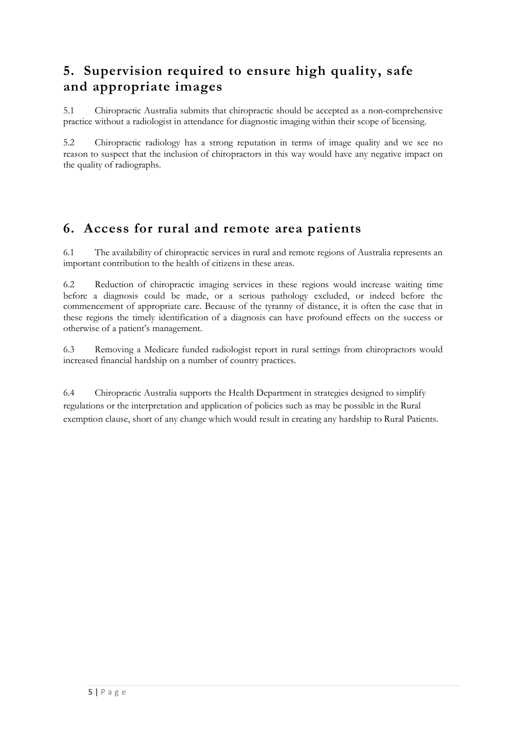## 5. Supervision required to ensure high quality, safe and appropriate images

5.1 Chiropractic Australia submits that chiropractic should be accepted as a non-comprehensive practice without a radiologist in attendance for diagnostic imaging within their scope of licensing.

5.2 Chiropractic radiology has a strong reputation in terms of image quality and we see no reason to suspect that the inclusion of chiropractors in this way would have any negative impact on the quality of radiographs.

## 6. Access for rural and remote area patients

6.1 The availability of chiropractic services in rural and remote regions of Australia represents an important contribution to the health of citizens in these areas.

6.2 Reduction of chiropractic imaging services in these regions would increase waiting time before a diagnosis could be made, or a serious pathology excluded, or indeed before the commencement of appropriate care. Because of the tyranny of distance, it is often the case that in these regions the timely identification of a diagnosis can have profound effects on the success or otherwise of a patient's management.

6.3 Removing a Medicare funded radiologist report in rural settings from chiropractors would increased financial hardship on a number of country practices.

6.4 Chiropractic Australia supports the Health Department in strategies designed to simplify regulations or the interpretation and application of policies such as may be possible in the Rural exemption clause, short of any change which would result in creating any hardship to Rural Patients.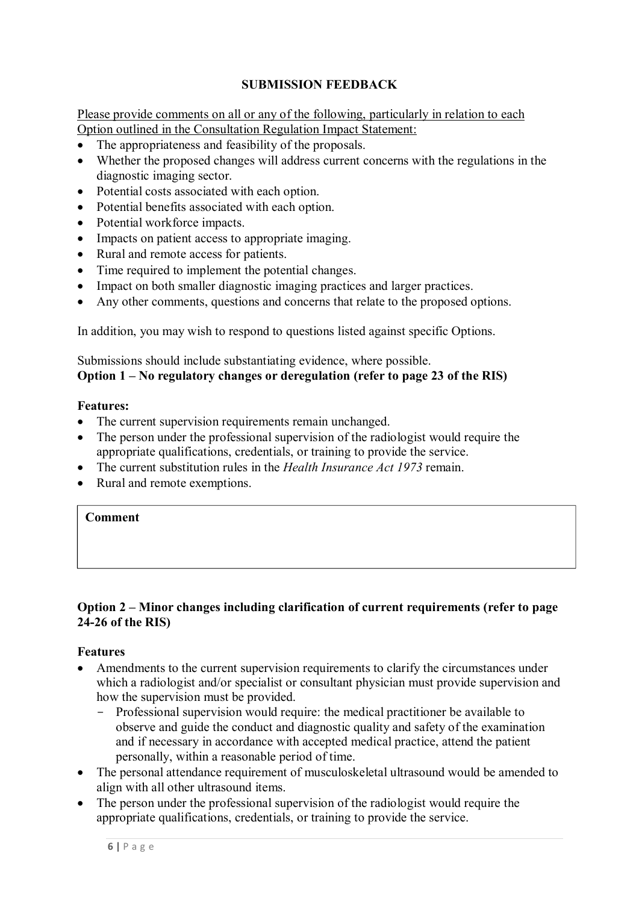## SUBMISSION FEEDBACK

Please provide comments on all or any of the following, particularly in relation to each Option outlined in the Consultation Regulation Impact Statement:

- The appropriateness and feasibility of the proposals.
- Whether the proposed changes will address current concerns with the regulations in the diagnostic imaging sector.
- Potential costs associated with each option.
- Potential benefits associated with each option.
- Potential workforce impacts.
- Impacts on patient access to appropriate imaging.
- Rural and remote access for patients.
- Time required to implement the potential changes.
- Impact on both smaller diagnostic imaging practices and larger practices.
- Any other comments, questions and concerns that relate to the proposed options.

In addition, you may wish to respond to questions listed against specific Options.

Submissions should include substantiating evidence, where possible.

### Option 1 – No regulatory changes or deregulation (refer to page 23 of the RIS)

**Features:**

- The current supervision requirements remain unchanged.
- The person under the professional supervision of the radiologist would require the appropriate qualifications, credentials, or training to provide the service.
- The current substitution rules in the *Health Insurance Act 1973* remain.
- Rural and remote exemptions.

| **Comment** |
| --- |
| |

### Option 2 – Minor changes including clarification of current requirements (refer to page 24-26 of the RIS)

**Features**

- Amendments to the current supervision requirements to clarify the circumstances under which a radiologist and/or specialist or consultant physician must provide supervision and how the supervision must be provided.
  - Professional supervision would require: the medical practitioner be available to observe and guide the conduct and diagnostic quality and safety of the examination and if necessary in accordance with accepted medical practice, attend the patient personally, within a reasonable period of time.
- The personal attendance requirement of musculoskeletal ultrasound would be amended to align with all other ultrasound items.
- The person under the professional supervision of the radiologist would require the appropriate qualifications, credentials, or training to provide the service.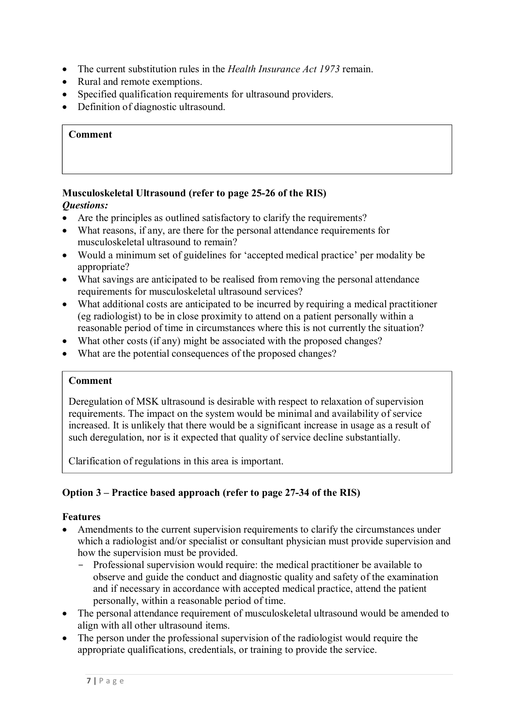- The current substitution rules in the *Health Insurance Act 1973* remain.
- Rural and remote exemptions.
- Specified qualification requirements for ultrasound providers.
- Definition of diagnostic ultrasound.

**Comment**

**Musculoskeletal Ultrasound (refer to page 25-26 of the RIS)**

***Questions:***

- Are the principles as outlined satisfactory to clarify the requirements?
- What reasons, if any, are there for the personal attendance requirements for musculoskeletal ultrasound to remain?
- Would a minimum set of guidelines for 'accepted medical practice' per modality be appropriate?
- What savings are anticipated to be realised from removing the personal attendance requirements for musculoskeletal ultrasound services?
- What additional costs are anticipated to be incurred by requiring a medical practitioner (eg radiologist) to be in close proximity to attend on a patient personally within a reasonable period of time in circumstances where this is not currently the situation?
- What other costs (if any) might be associated with the proposed changes?
- What are the potential consequences of the proposed changes?

**Comment**

Deregulation of MSK ultrasound is desirable with respect to relaxation of supervision requirements. The impact on the system would be minimal and availability of service increased. It is unlikely that there would be a significant increase in usage as a result of such deregulation, nor is it expected that quality of service decline substantially.

Clarification of regulations in this area is important.

**Option 3 – Practice based approach (refer to page 27-34 of the RIS)**

**Features**

- Amendments to the current supervision requirements to clarify the circumstances under which a radiologist and/or specialist or consultant physician must provide supervision and how the supervision must be provided.
  - Professional supervision would require: the medical practitioner be available to observe and guide the conduct and diagnostic quality and safety of the examination and if necessary in accordance with accepted medical practice, attend the patient personally, within a reasonable period of time.
- The personal attendance requirement of musculoskeletal ultrasound would be amended to align with all other ultrasound items.
- The person under the professional supervision of the radiologist would require the appropriate qualifications, credentials, or training to provide the service.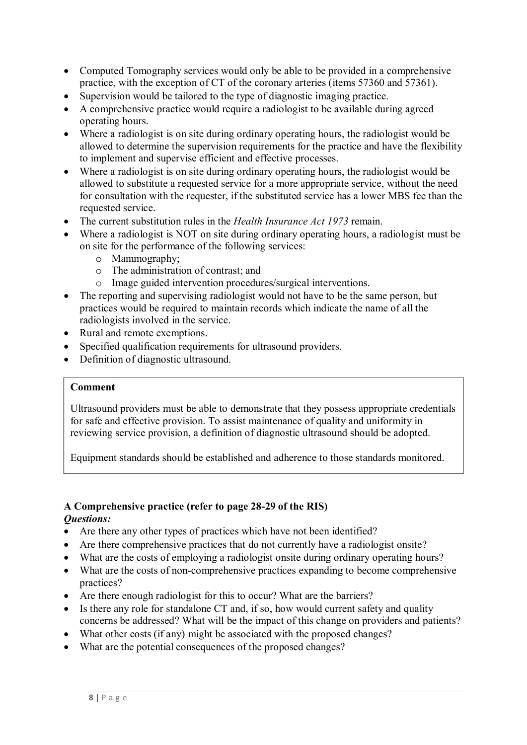- Computed Tomography services would only be able to be provided in a comprehensive practice, with the exception of CT of the coronary arteries (items 57360 and 57361).
- Supervision would be tailored to the type of diagnostic imaging practice.
- A comprehensive practice would require a radiologist to be available during agreed operating hours.
- Where a radiologist is on site during ordinary operating hours, the radiologist would be allowed to determine the supervision requirements for the practice and have the flexibility to implement and supervise efficient and effective processes.
- Where a radiologist is on site during ordinary operating hours, the radiologist would be allowed to substitute a requested service for a more appropriate service, without the need for consultation with the requester, if the substituted service has a lower MBS fee than the requested service.
- The current substitution rules in the *Health Insurance Act 1973* remain.
- Where a radiologist is NOT on site during ordinary operating hours, a radiologist must be on site for the performance of the following services:
  - Mammography;
  - The administration of contrast; and
  - Image guided intervention procedures/surgical interventions.
- The reporting and supervising radiologist would not have to be the same person, but practices would be required to maintain records which indicate the name of all the radiologists involved in the service.
- Rural and remote exemptions.
- Specified qualification requirements for ultrasound providers.
- Definition of diagnostic ultrasound.

> **Comment**
>
> Ultrasound providers must be able to demonstrate that they possess appropriate credentials for safe and effective provision. To assist maintenance of quality and uniformity in reviewing service provision, a definition of diagnostic ultrasound should be adopted.
>
> Equipment standards should be established and adherence to those standards monitored.

**A Comprehensive practice (refer to page 28-29 of the RIS)**

***Questions:***

- Are there any other types of practices which have not been identified?
- Are there comprehensive practices that do not currently have a radiologist onsite?
- What are the costs of employing a radiologist onsite during ordinary operating hours?
- What are the costs of non-comprehensive practices expanding to become comprehensive practices?
- Are there enough radiologist for this to occur? What are the barriers?
- Is there any role for standalone CT and, if so, how would current safety and quality concerns be addressed? What will be the impact of this change on providers and patients?
- What other costs (if any) might be associated with the proposed changes?
- What are the potential consequences of the proposed changes?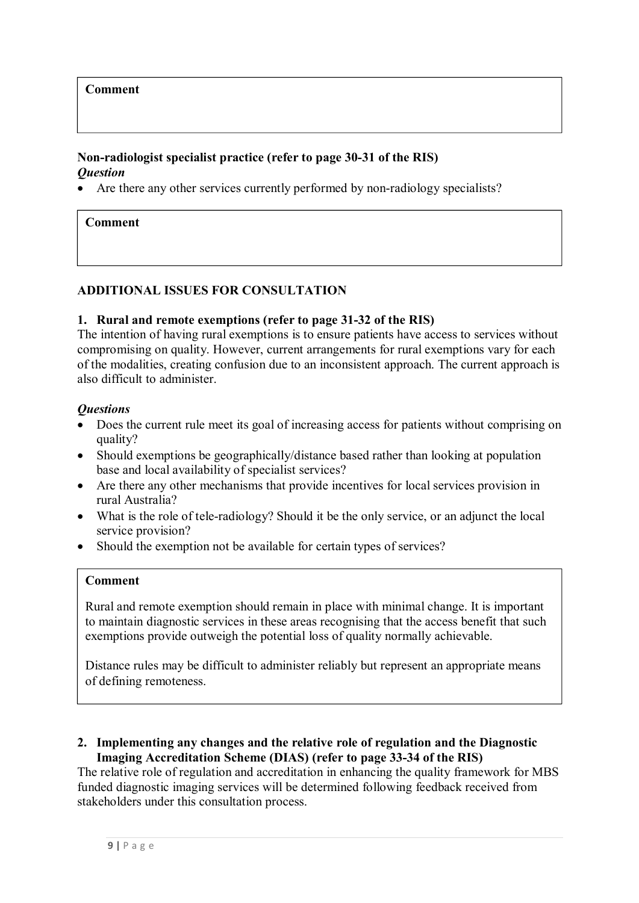**Comment**

**Non-radiologist specialist practice (refer to page 30-31 of the RIS)**
***Question***

- Are there any other services currently performed by non-radiology specialists?

**Comment**

**ADDITIONAL ISSUES FOR CONSULTATION**

**1. Rural and remote exemptions (refer to page 31-32 of the RIS)**

The intention of having rural exemptions is to ensure patients have access to services without compromising on quality. However, current arrangements for rural exemptions vary for each of the modalities, creating confusion due to an inconsistent approach. The current approach is also difficult to administer.

***Questions***

- Does the current rule meet its goal of increasing access for patients without comprising on quality?
- Should exemptions be geographically/distance based rather than looking at population base and local availability of specialist services?
- Are there any other mechanisms that provide incentives for local services provision in rural Australia?
- What is the role of tele-radiology? Should it be the only service, or an adjunct the local service provision?
- Should the exemption not be available for certain types of services?

**Comment**

Rural and remote exemption should remain in place with minimal change. It is important to maintain diagnostic services in these areas recognising that the access benefit that such exemptions provide outweigh the potential loss of quality normally achievable.

Distance rules may be difficult to administer reliably but represent an appropriate means of defining remoteness.

**2. Implementing any changes and the relative role of regulation and the Diagnostic Imaging Accreditation Scheme (DIAS) (refer to page 33-34 of the RIS)**

The relative role of regulation and accreditation in enhancing the quality framework for MBS funded diagnostic imaging services will be determined following feedback received from stakeholders under this consultation process.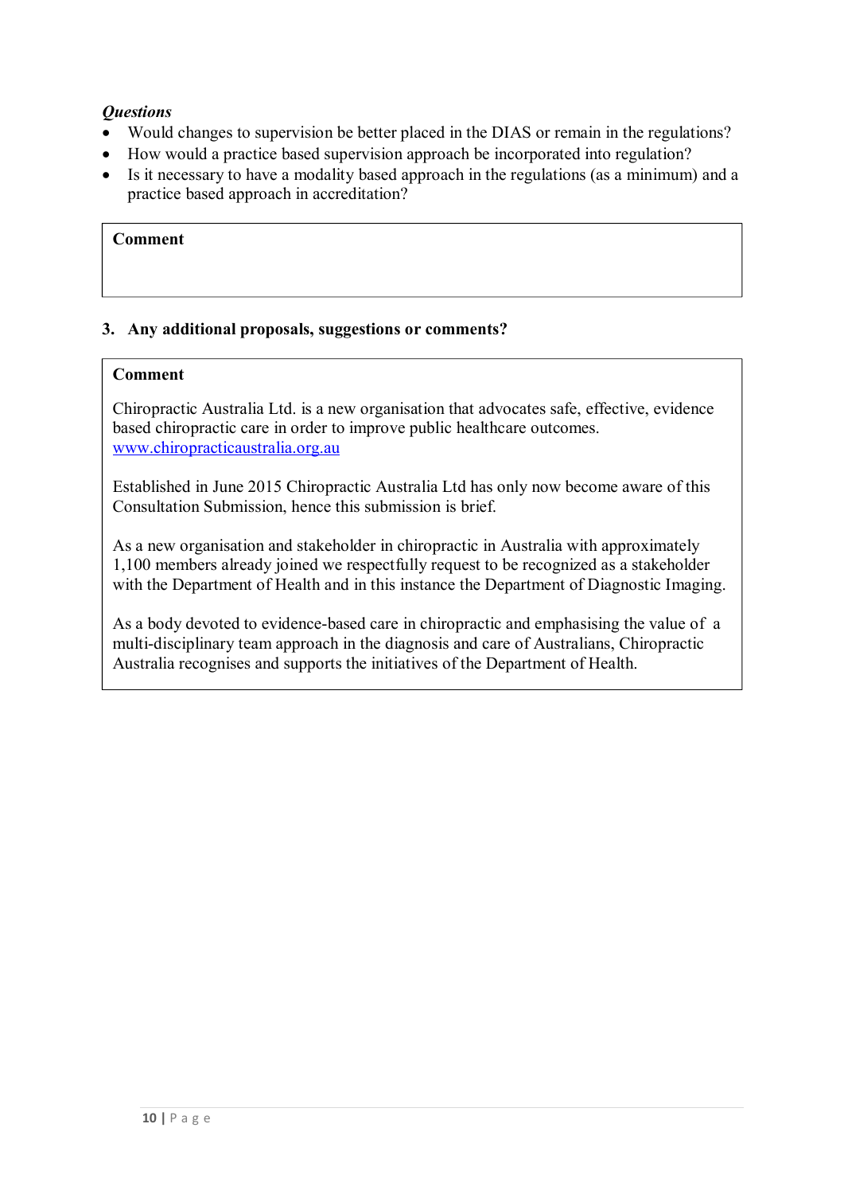***Questions***

- Would changes to supervision be better placed in the DIAS or remain in the regulations?
- How would a practice based supervision approach be incorporated into regulation?
- Is it necessary to have a modality based approach in the regulations (as a minimum) and a practice based approach in accreditation?

**Comment**

### 3. Any additional proposals, suggestions or comments?

**Comment**

Chiropractic Australia Ltd. is a new organisation that advocates safe, effective, evidence based chiropractic care in order to improve public healthcare outcomes. www.chiropracticaustralia.org.au

Established in June 2015 Chiropractic Australia Ltd has only now become aware of this Consultation Submission, hence this submission is brief.

As a new organisation and stakeholder in chiropractic in Australia with approximately 1,100 members already joined we respectfully request to be recognized as a stakeholder with the Department of Health and in this instance the Department of Diagnostic Imaging.

As a body devoted to evidence-based care in chiropractic and emphasising the value of a multi-disciplinary team approach in the diagnosis and care of Australians, Chiropractic Australia recognises and supports the initiatives of the Department of Health.